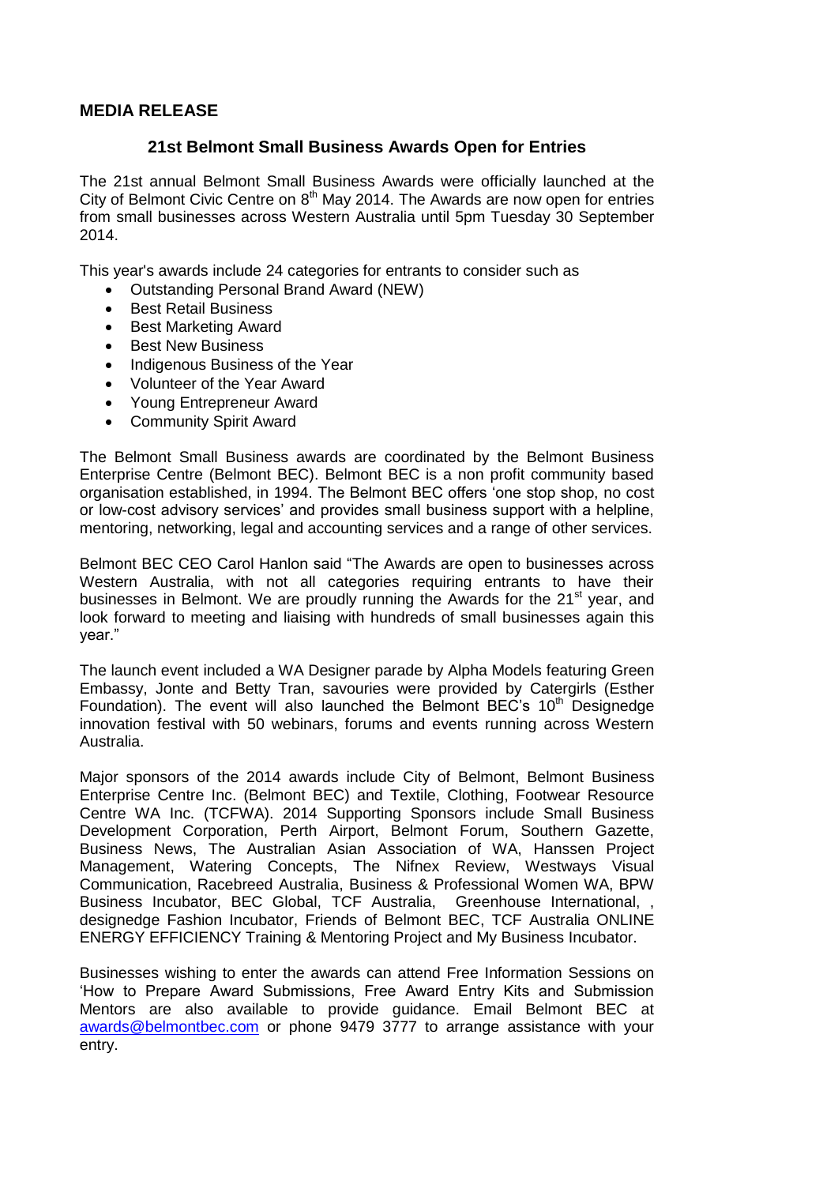## MEDIA RELEASE

### 21st Belmont Small Business Awards Open for Entries

The 21st annual Belmont Small Business Awards were officially launched at the City of Belmont Civic Centre on 8th May 2014. The Awards are now open for entries from small businesses across Western Australia until 5pm Tuesday 30 September 2014.

This year's awards include 24 categories for entrants to consider such as

- Outstanding Personal Brand Award (NEW)
- Best Retail Business
- Best Marketing Award
- Best New Business
- Indigenous Business of the Year
- Volunteer of the Year Award
- Young Entrepreneur Award
- Community Spirit Award

The Belmont Small Business awards are coordinated by the Belmont Business Enterprise Centre (Belmont BEC). Belmont BEC is a non profit community based organisation established, in 1994. The Belmont BEC offers 'one stop shop, no cost or low-cost advisory services' and provides small business support with a helpline, mentoring, networking, legal and accounting services and a range of other services.

Belmont BEC CEO Carol Hanlon said "The Awards are open to businesses across Western Australia, with not all categories requiring entrants to have their businesses in Belmont. We are proudly running the Awards for the 21st year, and look forward to meeting and liaising with hundreds of small businesses again this year."

The launch event included a WA Designer parade by Alpha Models featuring Green Embassy, Jonte and Betty Tran, savouries were provided by Catergirls (Esther Foundation). The event will also launched the Belmont BEC's 10th Designedge innovation festival with 50 webinars, forums and events running across Western Australia.

Major sponsors of the 2014 awards include City of Belmont, Belmont Business Enterprise Centre Inc. (Belmont BEC) and Textile, Clothing, Footwear Resource Centre WA Inc. (TCFWA). 2014 Supporting Sponsors include Small Business Development Corporation, Perth Airport, Belmont Forum, Southern Gazette, Business News, The Australian Asian Association of WA, Hanssen Project Management, Watering Concepts, The Nifnex Review, Westways Visual Communication, Racebreed Australia, Business & Professional Women WA, BPW Business Incubator, BEC Global, TCF Australia, Greenhouse International, , designedge Fashion Incubator, Friends of Belmont BEC, TCF Australia ONLINE ENERGY EFFICIENCY Training & Mentoring Project and My Business Incubator.

Businesses wishing to enter the awards can attend Free Information Sessions on 'How to Prepare Award Submissions, Free Award Entry Kits and Submission Mentors are also available to provide guidance. Email Belmont BEC at awards@belmontbec.com or phone 9479 3777 to arrange assistance with your entry.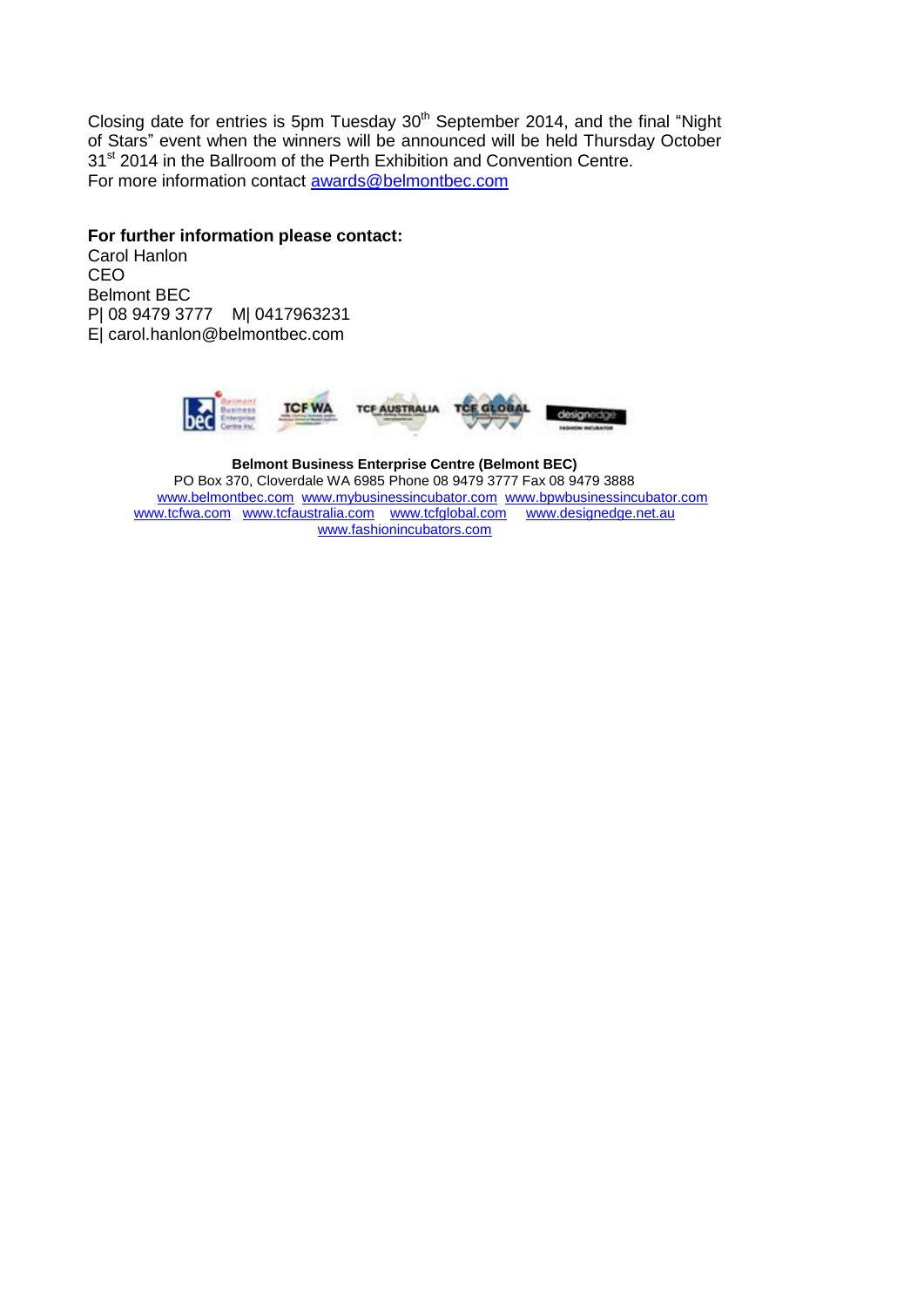Closing date for entries is 5pm Tuesday 30th September 2014, and the final "Night of Stars" event when the winners will be announced will be held Thursday October 31st 2014 in the Ballroom of the Perth Exhibition and Convention Centre.
For more information contact awards@belmontbec.com

**For further information please contact:**
Carol Hanlon
CEO
Belmont BEC
P| 08 9479 3777   M| 0417963231
E| carol.hanlon@belmontbec.com

**Belmont Business Enterprise Centre (Belmont BEC)**
PO Box 370, Cloverdale WA 6985 Phone 08 9479 3777 Fax 08 9479 3888
www.belmontbec.com www.mybusinessincubator.com www.bpwbusinessincubator.com
www.tcfwa.com www.tcfaustralia.com www.tcfglobal.com www.designedge.net.au
www.fashionincubators.com